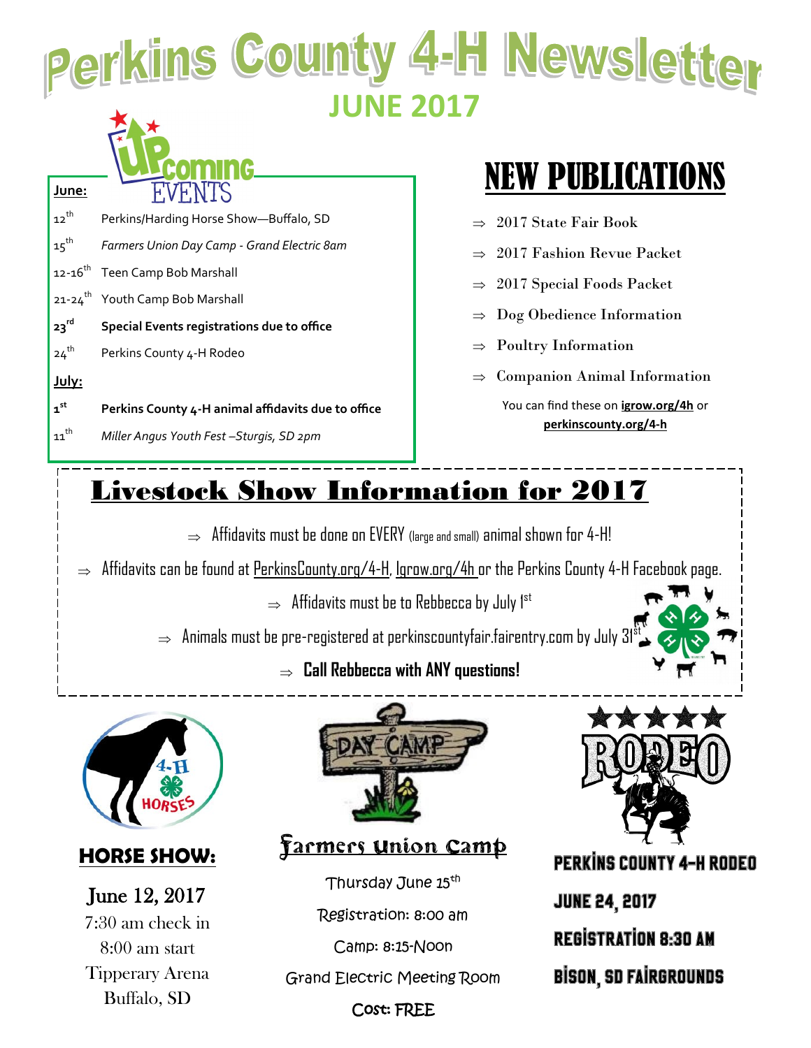# Perkins County 4-H Newsletter

## JUNE 2017

## Upcoming Events

**June:**

| | |
|---|---|
| 12th | Perkins/Harding Horse Show—Buffalo, SD |
| 15th | *Farmers Union Day Camp - Grand Electric 8am* |
| 12-16th | Teen Camp Bob Marshall |
| 21-24th | Youth Camp Bob Marshall |
| **23rd** | **Special Events registrations due to office** |
| 24th | Perkins County 4-H Rodeo |

**July:**

| | |
|---|---|
| **1st** | **Perkins County 4-H animal affidavits due to office** |
| 11th | *Miller Angus Youth Fest –Sturgis, SD 2pm* |

## NEW PUBLICATIONS

- 2017 State Fair Book
- 2017 Fashion Revue Packet
- 2017 Special Foods Packet
- Dog Obedience Information
- Poultry Information
- Companion Animal Information

You can find these on **igrow.org/4h** or **perkinscounty.org/4-h**

## Livestock Show Information for 2017

- Affidavits must be done on EVERY (large and small) animal shown for 4-H!
- Affidavits can be found at PerkinsCounty.org/4-H, Igrow.org/4h or the Perkins County 4-H Facebook page.
- Affidavits must be to Rebbecca by July 1st
- Animals must be pre-registered at perkinscountyfair.fairentry.com by July 31st
- **Call Rebbecca with ANY questions!**

### HORSE SHOW:

June 12, 2017
7:30 am check in
8:00 am start
Tipperary Arena
Buffalo, SD

### Farmers Union Camp

Thursday June 15th
Registration: 8:00 am
Camp: 8:15-Noon
Grand Electric Meeting Room
Cost: FREE

### PERKINS COUNTY 4-H RODEO

JUNE 24, 2017
REGISTRATION 8:30 AM
BISON, SD FAIRGROUNDS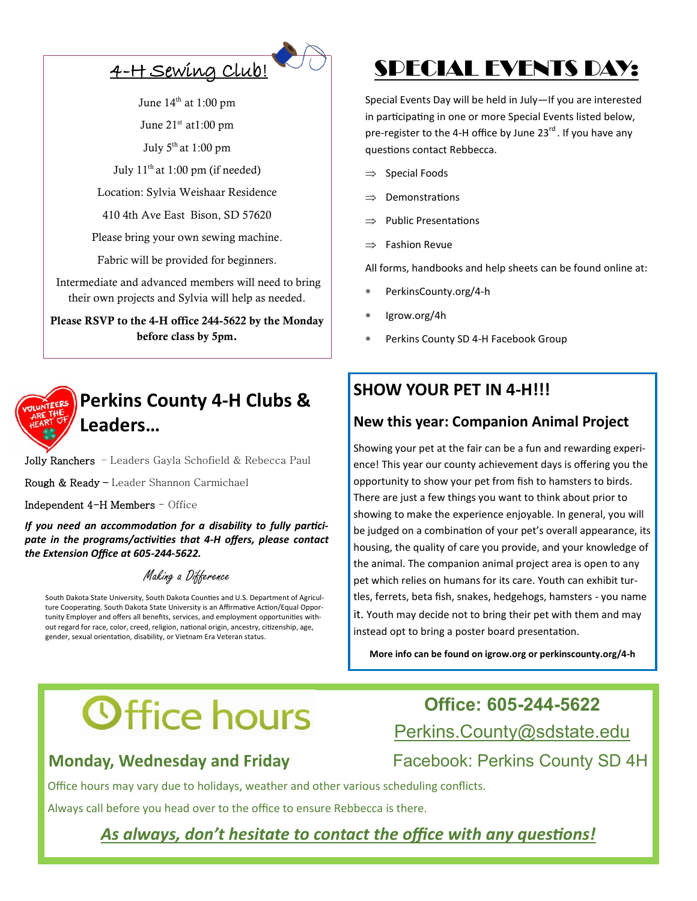## 4-H Sewing Club!

June 14th at 1:00 pm

June 21st at1:00 pm

July 5th at 1:00 pm

July 11th at 1:00 pm (if needed)

Location: Sylvia Weishaar Residence

410 4th Ave East Bison, SD 57620

Please bring your own sewing machine.

Fabric will be provided for beginners.

Intermediate and advanced members will need to bring their own projects and Sylvia will help as needed.

**Please RSVP to the 4-H office 244-5622 by the Monday before class by 5pm.**

## Perkins County 4-H Clubs & Leaders…

Jolly Ranchers – Leaders Gayla Schofield & Rebecca Paul

Rough & Ready – Leader Shannon Carmichael

Independent 4-H Members – Office

***If you need an accommodation for a disability to fully participate in the programs/activities that 4-H offers, please contact the Extension Office at 605-244-5622.***

*Making a Difference*

South Dakota State University, South Dakota Counties and U.S. Department of Agriculture Cooperating. South Dakota State University is an Affirmative Action/Equal Opportunity Employer and offers all benefits, services, and employment opportunities without regard for race, color, creed, religion, national origin, ancestry, citizenship, age, gender, sexual orientation, disability, or Vietnam Era Veteran status.

## SPECIAL EVENTS DAY:

Special Events Day will be held in July—If you are interested in participating in one or more Special Events listed below, pre-register to the 4-H office by June 23rd. If you have any questions contact Rebbecca.

- ⇒ Special Foods
- ⇒ Demonstrations
- ⇒ Public Presentations
- ⇒ Fashion Revue

All forms, handbooks and help sheets can be found online at:

- PerkinsCounty.org/4-h
- Igrow.org/4h
- Perkins County SD 4-H Facebook Group

## SHOW YOUR PET IN 4-H!!!

### New this year: Companion Animal Project

Showing your pet at the fair can be a fun and rewarding experience! This year our county achievement days is offering you the opportunity to show your pet from fish to hamsters to birds. There are just a few things you want to think about prior to showing to make the experience enjoyable. In general, you will be judged on a combination of your pet's overall appearance, its housing, the quality of care you provide, and your knowledge of the animal. The companion animal project area is open to any pet which relies on humans for its care. Youth can exhibit turtles, ferrets, beta fish, snakes, hedgehogs, hamsters - you name it. Youth may decide not to bring their pet with them and may instead opt to bring a poster board presentation.

**More info can be found on igrow.org or perkinscounty.org/4-h**

## Office hours

**Monday, Wednesday and Friday**

**Office: 605-244-5622**

Perkins.County@sdstate.edu

Facebook: Perkins County SD 4H

Office hours may vary due to holidays, weather and other various scheduling conflicts.

Always call before you head over to the office to ensure Rebbecca is there.

***As always, don't hesitate to contact the office with any questions!***